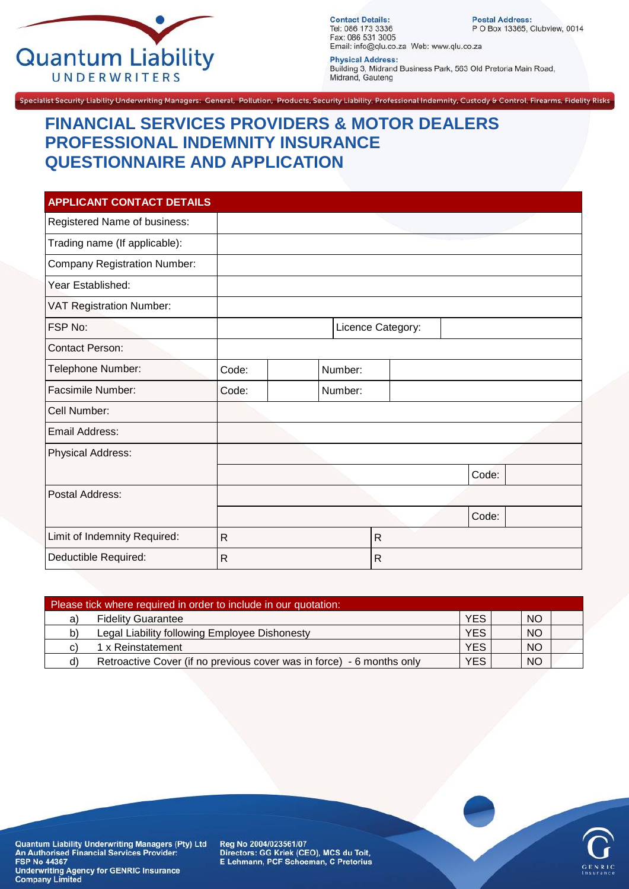Quantum Liability UNDERWRITERS

**Contact Details:**
Tel: 086 173 3336
Fax: 086 531 3005
Email: info@qlu.co.za Web: www.qlu.co.za

**Postal Address:**
P O Box 13365, Clubview, 0014

**Physical Address:**
Building 3, Midrand Business Park, 563 Old Pretoria Main Road, Midrand, Gauteng

Specialist Security Liability Underwriting Managers: General, Pollution, Products, Security Liability, Professional Indemnity, Custody & Control, Firearms, Fidelity Risks

# FINANCIAL SERVICES PROVIDERS & MOTOR DEALERS PROFESSIONAL INDEMNITY INSURANCE QUESTIONNAIRE AND APPLICATION

| APPLICANT CONTACT DETAILS | | | | |
|---|---|---|---|---|
| Registered Name of business: | | | | |
| Trading name (If applicable): | | | | |
| Company Registration Number: | | | | |
| Year Established: | | | | |
| VAT Registration Number: | | | | |
| FSP No: | | Licence Category: | | |
| Contact Person: | | | | |
| Telephone Number: | Code: | | Number: | |
| Facsimile Number: | Code: | | Number: | |
| Cell Number: | | | | |
| Email Address: | | | | |
| Physical Address: | | | | |
| | | | Code: | |
| Postal Address: | | | | |
| | | | Code: | |
| Limit of Indemnity Required: | R | | R | |
| Deductible Required: | R | | R | |

| | Please tick where required in order to include in our quotation: | | | | |
|---|---|---|---|---|---|
| a) | Fidelity Guarantee | YES | | NO | |
| b) | Legal Liability following Employee Dishonesty | YES | | NO | |
| c) | 1 x Reinstatement | YES | | NO | |
| d) | Retroactive Cover (if no previous cover was in force) - 6 months only | YES | | NO | |

Quantum Liability Underwriting Managers (Pty) Ltd
An Authorised Financial Services Provider:
FSP No 44367
Underwriting Agency for GENRIC Insurance Company Limited

Reg No 2004/023561/07
Directors: GG Kriek (CEO), MCS du Toit, E Lehmann, PCF Schoeman, C Pretorius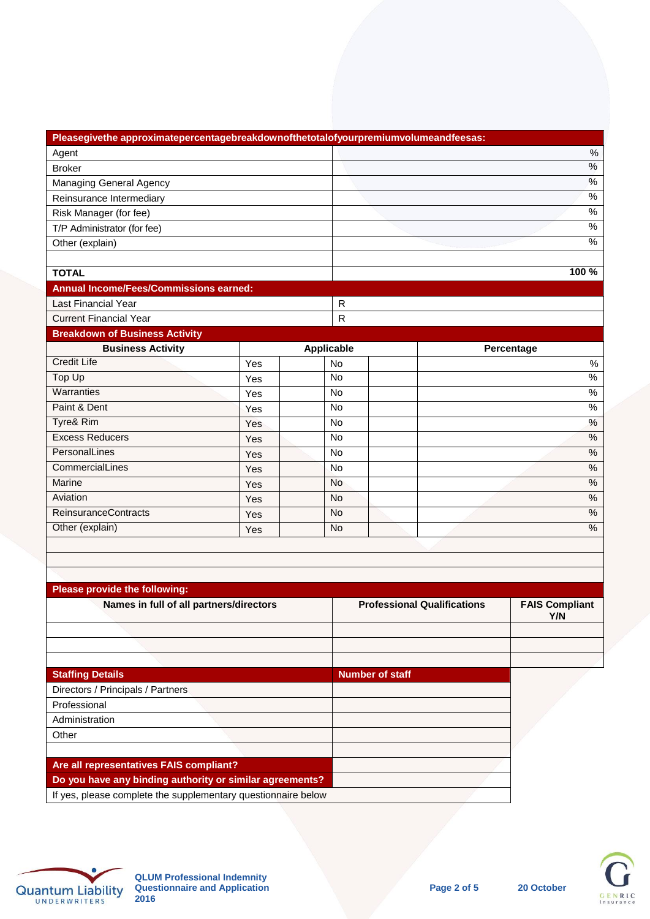| Pleasegivethe approximatepercentagebreakdownofthetotalofyourpremiumvolumeandfeesas: | |
|---|---|
| Agent | % |
| Broker | % |
| Managing General Agency | % |
| Reinsurance Intermediary | % |
| Risk Manager (for fee) | % |
| T/P Administrator (for fee) | % |
| Other (explain) | % |
| | |
| **TOTAL** | **100 %** |

| Annual Income/Fees/Commissions earned: | |
|---|---|
| Last Financial Year | R |
| Current Financial Year | R |

**Breakdown of Business Activity**

| Business Activity | Applicable | | | | Percentage |
|---|---|---|---|---|---|
| Credit Life | Yes | | No | | % |
| Top Up | Yes | | No | | % |
| Warranties | Yes | | No | | % |
| Paint & Dent | Yes | | No | | % |
| Tyre& Rim | Yes | | No | | % |
| Excess Reducers | Yes | | No | | % |
| PersonalLines | Yes | | No | | % |
| CommercialLines | Yes | | No | | % |
| Marine | Yes | | No | | % |
| Aviation | Yes | | No | | % |
| ReinsuranceContracts | Yes | | No | | % |
| Other (explain) | Yes | | No | | % |
| | | | | | |
| | | | | | |
| | | | | | |

**Please provide the following:**

| Names in full of all partners/directors | Professional Qualifications | FAIS Compliant Y/N |
|---|---|---|
| | | |
| | | |
| | | |

| Staffing Details | Number of staff |
|---|---|
| Directors / Principals / Partners | |
| Professional | |
| Administration | |
| Other | |
| | |
| **Are all representatives FAIS compliant?** | |
| **Do you have any binding authority or similar agreements?** | |
| If yes, please complete the supplementary questionnaire below | |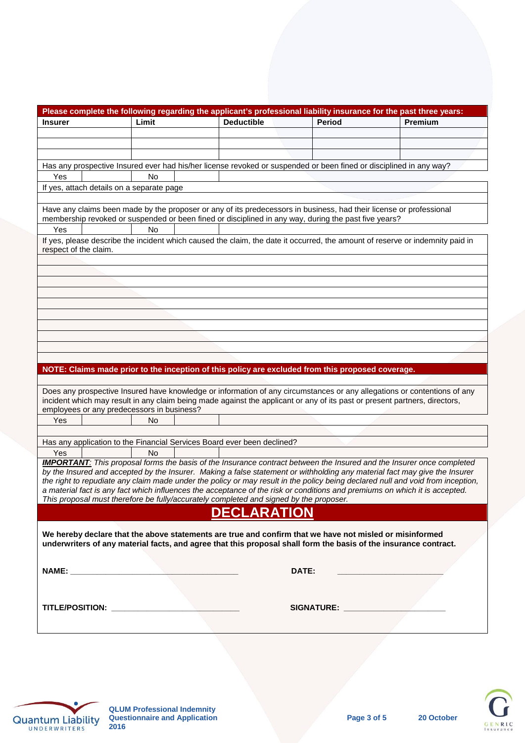**Please complete the following regarding the applicant's professional liability insurance for the past three years:**

| Insurer | Limit | Deductible | Period | Premium |
|---|---|---|---|---|
| | | | | |
| | | | | |
| | | | | |

Has any prospective Insured ever had his/her license revoked or suspended or been fined or disciplined in any way?

| Yes | | No | |
|---|---|---|---|

If yes, attach details on a separate page

Have any claims been made by the proposer or any of its predecessors in business, had their license or professional membership revoked or suspended or been fined or disciplined in any way, during the past five years?

| Yes | | No | |
|---|---|---|---|

If yes, please describe the incident which caused the claim, the date it occurred, the amount of reserve or indemnity paid in respect of the claim.

**NOTE: Claims made prior to the inception of this policy are excluded from this proposed coverage.**

Does any prospective Insured have knowledge or information of any circumstances or any allegations or contentions of any incident which may result in any claim being made against the applicant or any of its past or present partners, directors, employees or any predecessors in business?

| Yes | | No | |
|---|---|---|---|

Has any application to the Financial Services Board ever been declined?

| Yes | | No | |
|---|---|---|---|

***IMPORTANT**: This proposal forms the basis of the Insurance contract between the Insured and the Insurer once completed by the Insured and accepted by the Insurer. Making a false statement or withholding any material fact may give the Insurer the right to repudiate any claim made under the policy or may result in the policy being declared null and void from inception, a material fact is any fact which influences the acceptance of the risk or conditions and premiums on which it is accepted. This proposal must therefore be fully/accurately completed and signed by the proposer.*

# DECLARATION

**We hereby declare that the above statements are true and confirm that we have not misled or misinformed underwriters of any material facts, and agree that this proposal shall form the basis of the insurance contract.**

**NAME:** ______________________________ **DATE:** ______________________

**TITLE/POSITION:** ______________________________ **SIGNATURE:** ______________________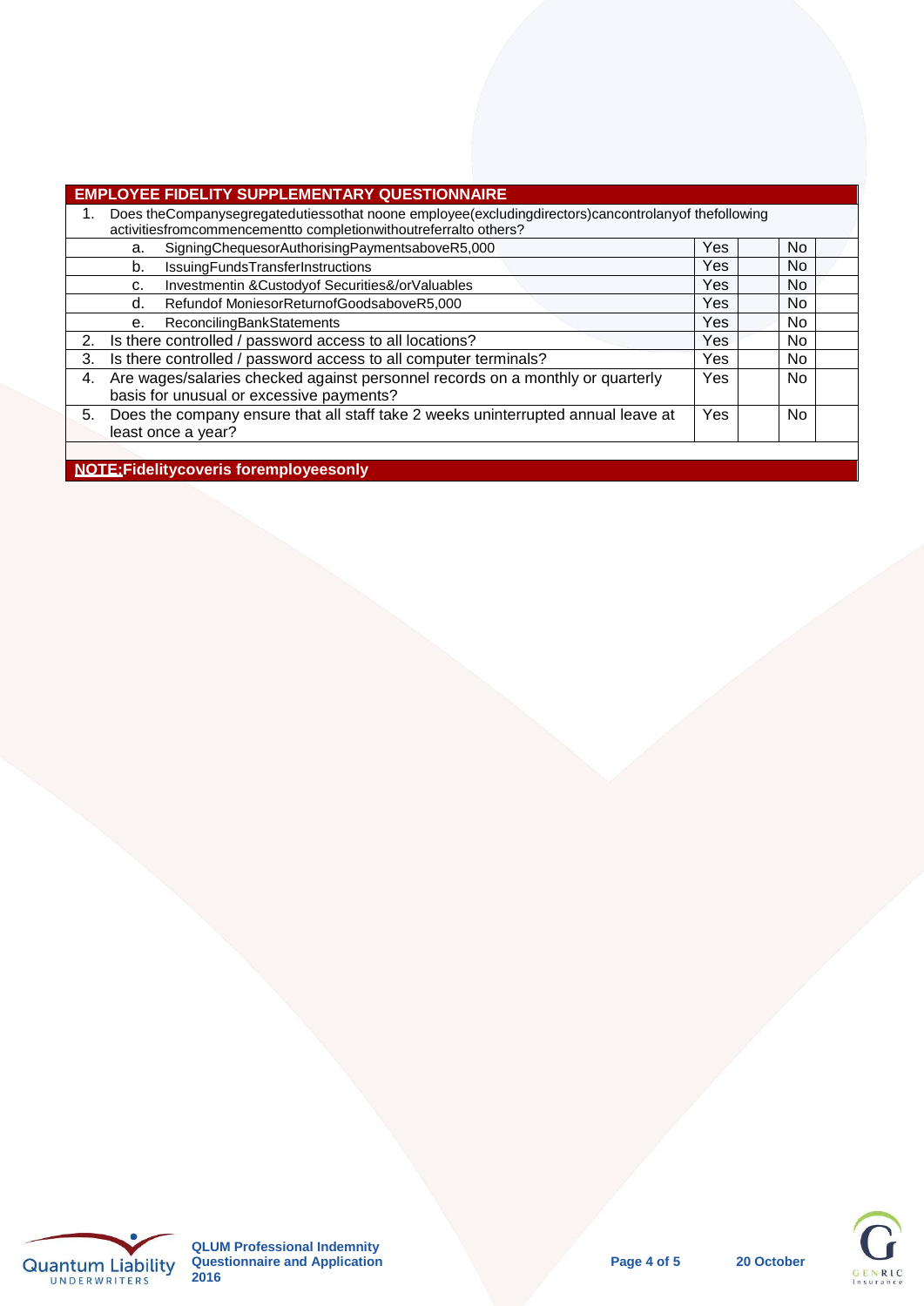## EMPLOYEE FIDELITY SUPPLEMENTARY QUESTIONNAIRE

| | | | | | |
|---|---|---|---|---|---|
| 1. | Does theCompanysegregatedutiessothat noone employee(excludingdirectors)cancontrolanyof thefollowing activitiesfromcommencementto completionwithoutreferralto others? | | | | |
| | a. SigningChequesorAuthorisingPaymentsaboveR5,000 | Yes | | No | |
| | b. IssuingFundsTransferInstructions | Yes | | No | |
| | c. Investmentin &Custodyof Securities&/orValuables | Yes | | No | |
| | d. Refundof MoniesorReturnofGoodsaboveR5,000 | Yes | | No | |
| | e. ReconcilingBankStatements | Yes | | No | |
| 2. | Is there controlled / password access to all locations? | Yes | | No | |
| 3. | Is there controlled / password access to all computer terminals? | Yes | | No | |
| 4. | Are wages/salaries checked against personnel records on a monthly or quarterly basis for unusual or excessive payments? | Yes | | No | |
| 5. | Does the company ensure that all staff take 2 weeks uninterrupted annual leave at least once a year? | Yes | | No | |

**NOTE:Fidelitycoveris foremployeesonly**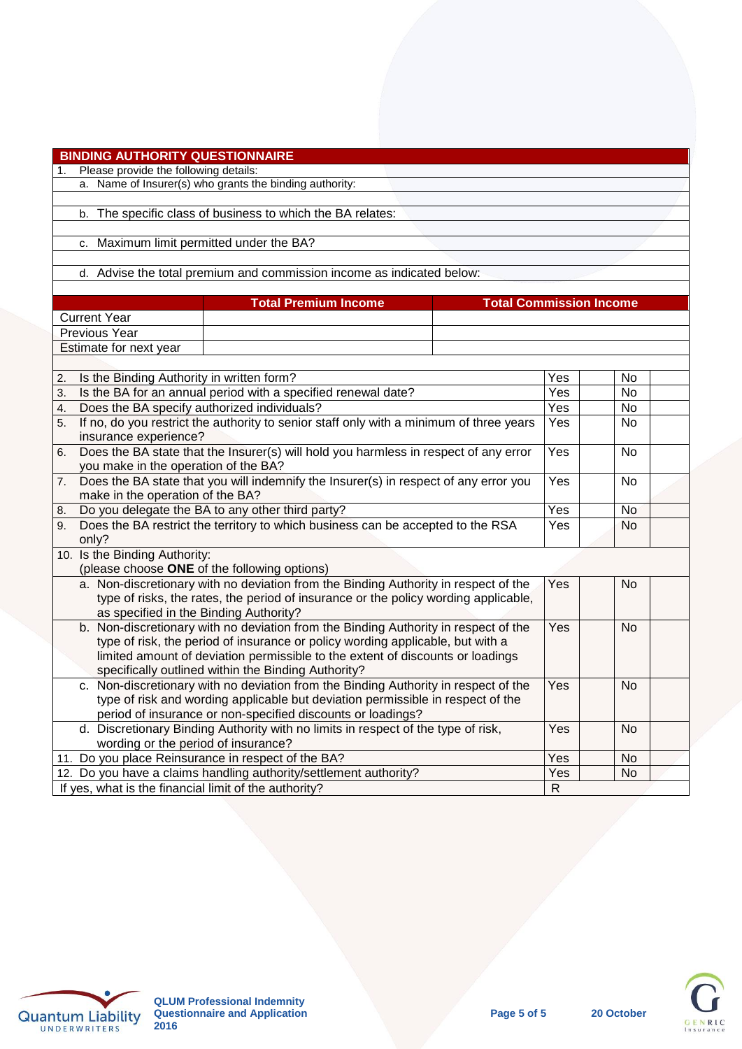## BINDING AUTHORITY QUESTIONNAIRE

1. Please provide the following details:
   a. Name of Insurer(s) who grants the binding authority:

   b. The specific class of business to which the BA relates:

   c. Maximum limit permitted under the BA?

   d. Advise the total premium and commission income as indicated below:

| | Total Premium Income | Total Commission Income |
|---|---|---|
| Current Year | | |
| Previous Year | | |
| Estimate for next year | | |

| | | | | |
|---|---|---|---|---|
| 2. Is the Binding Authority in written form? | Yes | | No | |
| 3. Is the BA for an annual period with a specified renewal date? | Yes | | No | |
| 4. Does the BA specify authorized individuals? | Yes | | No | |
| 5. If no, do you restrict the authority to senior staff only with a minimum of three years insurance experience? | Yes | | No | |
| 6. Does the BA state that the Insurer(s) will hold you harmless in respect of any error you make in the operation of the BA? | Yes | | No | |
| 7. Does the BA state that you will indemnify the Insurer(s) in respect of any error you make in the operation of the BA? | Yes | | No | |
| 8. Do you delegate the BA to any other third party? | Yes | | No | |
| 9. Does the BA restrict the territory to which business can be accepted to the RSA only? | Yes | | No | |
| 10. Is the Binding Authority: (please choose **ONE** of the following options) | | | | |
| a. Non-discretionary with no deviation from the Binding Authority in respect of the type of risks, the rates, the period of insurance or the policy wording applicable, as specified in the Binding Authority? | Yes | | No | |
| b. Non-discretionary with no deviation from the Binding Authority in respect of the type of risk, the period of insurance or policy wording applicable, but with a limited amount of deviation permissible to the extent of discounts or loadings specifically outlined within the Binding Authority? | Yes | | No | |
| c. Non-discretionary with no deviation from the Binding Authority in respect of the type of risk and wording applicable but deviation permissible in respect of the period of insurance or non-specified discounts or loadings? | Yes | | No | |
| d. Discretionary Binding Authority with no limits in respect of the type of risk, wording or the period of insurance? | Yes | | No | |
| 11. Do you place Reinsurance in respect of the BA? | Yes | | No | |
| 12. Do you have a claims handling authority/settlement authority? | Yes | | No | |
| If yes, what is the financial limit of the authority? | R | | | |